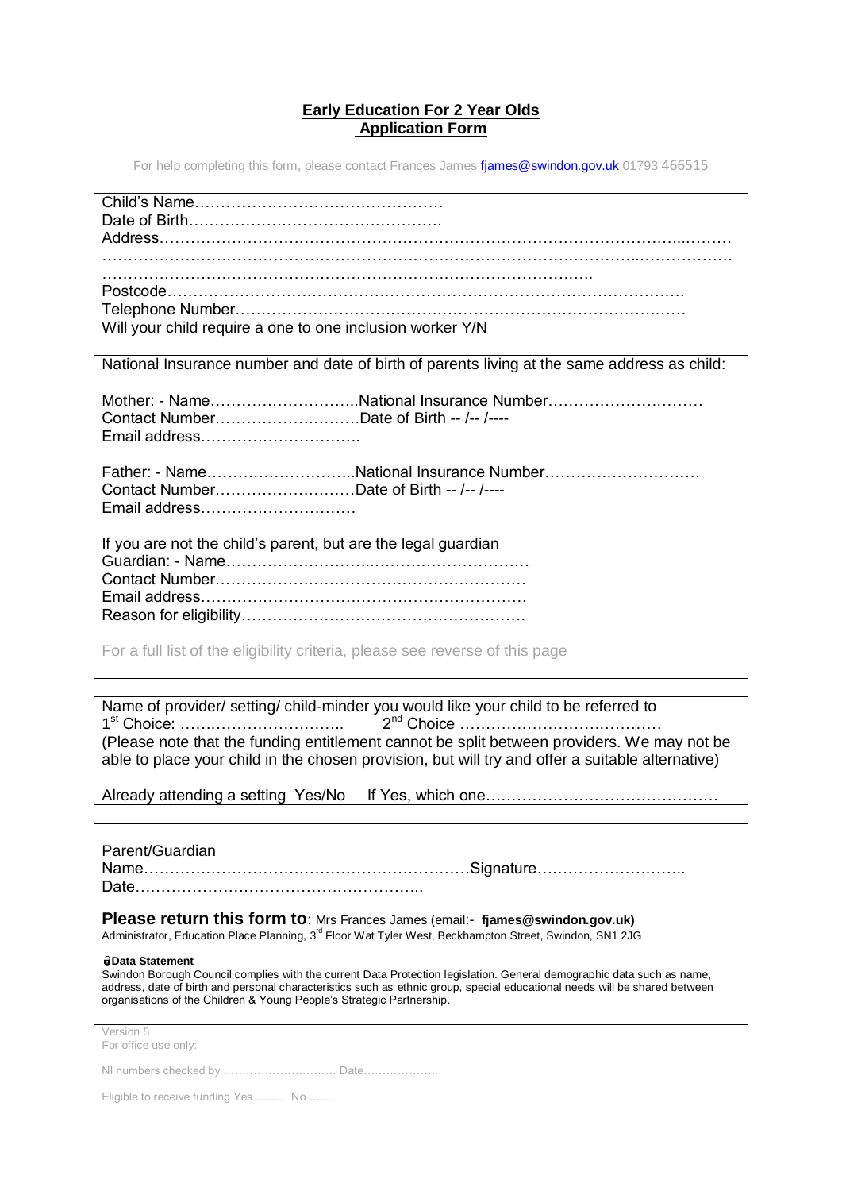# Early Education For 2 Year Olds Application Form

For help completing this form, please contact Frances James fjames@swindon.gov.uk 01793 466515

Child's Name…………………………………………
Date of Birth………………………………………….
Address……………………………………………………………………………………………...………
……………………………………………………………………………………………..………………
……………………………………………………………………………….
Postcode………………………………………………………………………………………….
Telephone Number……………………………………………………………………………
Will your child require a one to one inclusion worker Y/N

National Insurance number and date of birth of parents living at the same address as child:

Mother: - Name………………………..National Insurance Number…………………….……
Contact Number……………………….Date of Birth -- /-- /----
Email address………………………….

Father: - Name………………………..National Insurance Number…………………………
Contact Number………………………Date of Birth -- /-- /----
Email address…………………………

If you are not the child's parent, but are the legal guardian
Guardian: - Name……………………..………………………
Contact Number……………………………………………………
Email address……………………………………………………
Reason for eligibility……………………………………………….

For a full list of the eligibility criteria, please see reverse of this page

Name of provider/ setting/ child-minder you would like your child to be referred to
1st Choice: ………………………….. 2nd Choice …………………………………
(Please note that the funding entitlement cannot be split between providers. We may not be able to place your child in the chosen provision, but will try and offer a suitable alternative)

Already attending a setting Yes/No If Yes, which one………………………………………

Parent/Guardian
Name………………………………………………………Signature………………………..
Date………………………………………………..

**Please return this form to**: Mrs Frances James (email:- **fjames@swindon.gov.uk)**
Administrator, Education Place Planning, 3rd Floor Wat Tyler West, Beckhampton Street, Swindon, SN1 2JG

**Data Statement**
Swindon Borough Council complies with the current Data Protection legislation. General demographic data such as name, address, date of birth and personal characteristics such as ethnic group, special educational needs will be shared between organisations of the Children & Young People's Strategic Partnership.

Version 5
For office use only:

NI numbers checked by ……………………….. Date………………..

Eligible to receive funding Yes …….. No ……..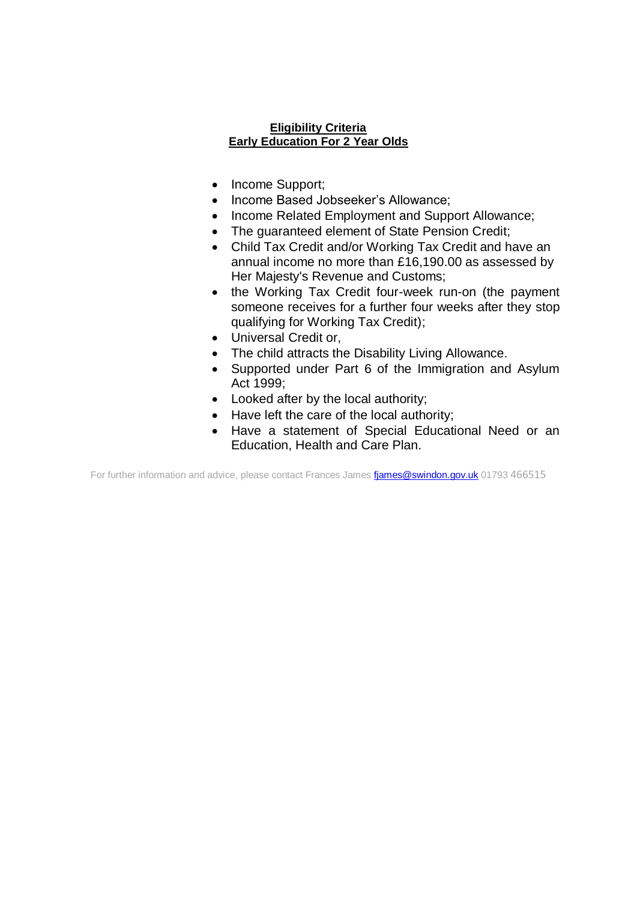**Eligibility Criteria**
**Early Education For 2 Year Olds**

- Income Support;
- Income Based Jobseeker's Allowance;
- Income Related Employment and Support Allowance;
- The guaranteed element of State Pension Credit;
- Child Tax Credit and/or Working Tax Credit and have an annual income no more than £16,190.00 as assessed by Her Majesty's Revenue and Customs;
- the Working Tax Credit four-week run-on (the payment someone receives for a further four weeks after they stop qualifying for Working Tax Credit);
- Universal Credit or,
- The child attracts the Disability Living Allowance.
- Supported under Part 6 of the Immigration and Asylum Act 1999;
- Looked after by the local authority;
- Have left the care of the local authority;
- Have a statement of Special Educational Need or an Education, Health and Care Plan.

For further information and advice, please contact Frances James [fjames@swindon.gov.uk](mailto:fjames@swindon.gov.uk) 01793 466515